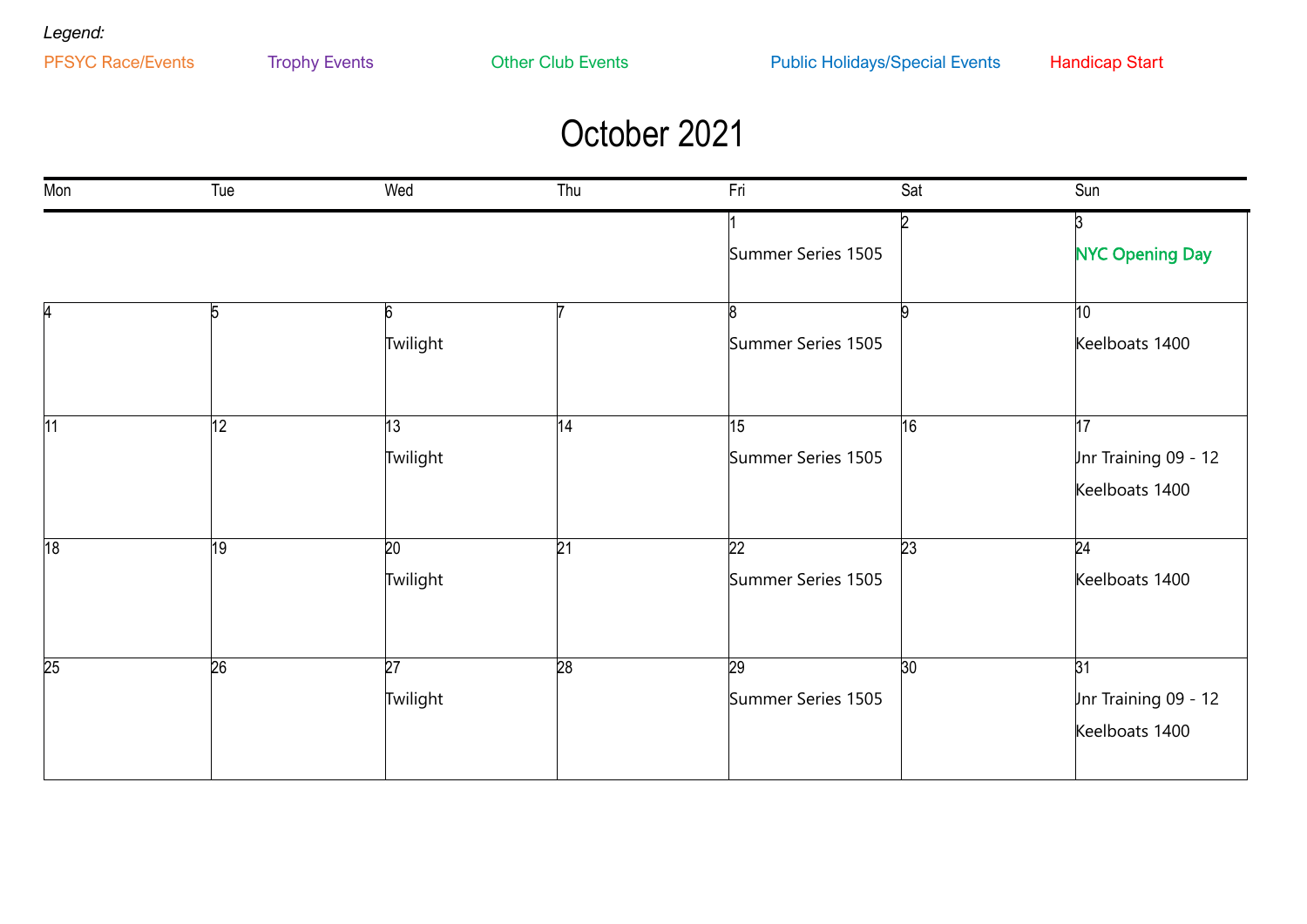*Legend:*

PFSYC Race/Events    Trophy Events    Other Club Events    Public Holidays/Special Events    Handicap Start

# October 2021

| Mon | Tue | Wed | Thu | Fri | Sat | Sun |
|---|---|---|---|---|---|---|
| | | | | 1<br>Summer Series 1505 | 2 | 3<br>**NYC Opening Day** |
| 4 | 5 | 6<br>Twilight | 7 | 8<br>Summer Series 1505 | 9 | 10<br>Keelboats 1400 |
| 11 | 12 | 13<br>Twilight | 14 | 15<br>Summer Series 1505 | 16 | 17<br>Jnr Training 09 - 12<br>Keelboats 1400 |
| 18 | 19 | 20<br>Twilight | 21 | 22<br>Summer Series 1505 | 23 | 24<br>Keelboats 1400 |
| 25 | 26 | 27<br>Twilight | 28 | 29<br>Summer Series 1505 | 30 | 31<br>Jnr Training 09 - 12<br>Keelboats 1400 |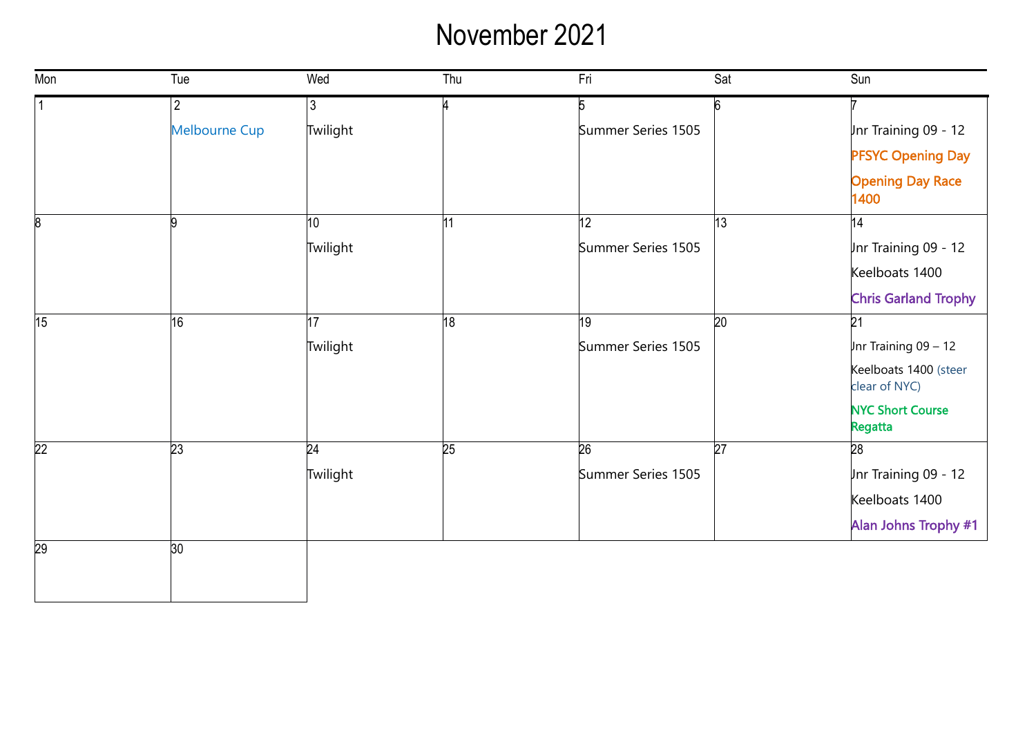# November 2021

| Mon | Tue | Wed | Thu | Fri | Sat | Sun |
|---|---|---|---|---|---|---|
| 1 | 2<br>Melbourne Cup | 3<br>Twilight | 4 | 5<br>Summer Series 1505 | 6 | 7<br>Jnr Training 09 - 12<br>PFSYC Opening Day<br>Opening Day Race 1400 |
| 8 | 9 | 10<br>Twilight | 11 | 12<br>Summer Series 1505 | 13 | 14<br>Jnr Training 09 - 12<br>Keelboats 1400<br>Chris Garland Trophy |
| 15 | 16 | 17<br>Twilight | 18 | 19<br>Summer Series 1505 | 20 | 21<br>Jnr Training 09 – 12<br>Keelboats 1400 (steer clear of NYC)<br>NYC Short Course Regatta |
| 22 | 23 | 24<br>Twilight | 25 | 26<br>Summer Series 1505 | 27 | 28<br>Jnr Training 09 - 12<br>Keelboats 1400<br>Alan Johns Trophy #1 |
| 29 | 30 | | | | | |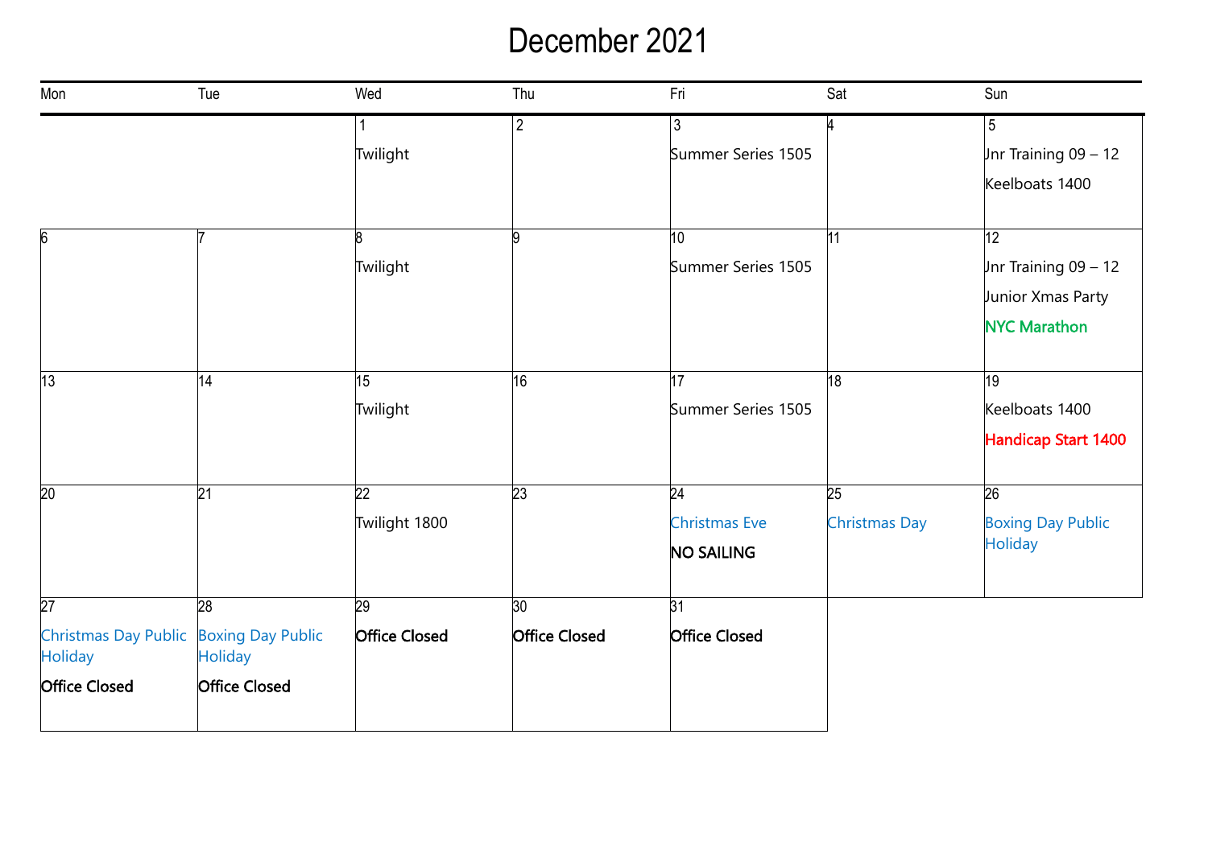# December 2021

| Mon | Tue | Wed | Thu | Fri | Sat | Sun |
|---|---|---|---|---|---|---|
| | | 1<br>Twilight | 2 | 3<br>Summer Series 1505 | 4 | 5<br>Jnr Training 09 – 12<br>Keelboats 1400 |
| 6 | 7 | 8<br>Twilight | 9 | 10<br>Summer Series 1505 | 11 | 12<br>Jnr Training 09 – 12<br>Junior Xmas Party<br>NYC Marathon |
| 13 | 14 | 15<br>Twilight | 16 | 17<br>Summer Series 1505 | 18 | 19<br>Keelboats 1400<br>**Handicap Start 1400** |
| 20 | 21 | 22<br>Twilight 1800 | 23 | 24<br>Christmas Eve<br>NO SAILING | 25<br>Christmas Day | 26<br>Boxing Day Public Holiday |
| 27<br>Christmas Day Public Holiday<br>**Office Closed** | 28<br>Boxing Day Public Holiday<br>**Office Closed** | 29<br>**Office Closed** | 30<br>**Office Closed** | 31<br>**Office Closed** | | |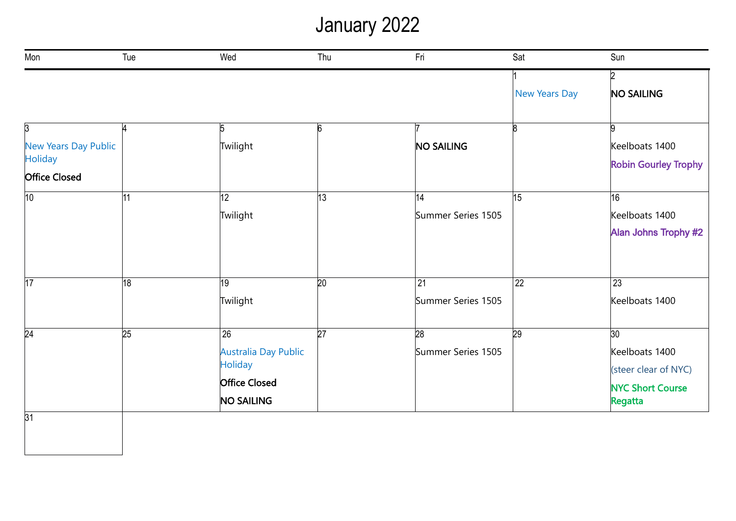# January 2022

| Mon | Tue | Wed | Thu | Fri | Sat | Sun |
|---|---|---|---|---|---|---|
| | | | | | 1<br>New Years Day | 2<br>**NO SAILING** |
| 3<br>New Years Day Public Holiday<br>**Office Closed** | 4 | 5<br>Twilight | 6 | 7<br>**NO SAILING** | 8 | 9<br>Keelboats 1400<br>**Robin Gourley Trophy** |
| 10 | 11 | 12<br>Twilight | 13 | 14<br>Summer Series 1505 | 15 | 16<br>Keelboats 1400<br>**Alan Johns Trophy #2** |
| 17 | 18 | 19<br>Twilight | 20 | 21<br>Summer Series 1505 | 22 | 23<br>Keelboats 1400 |
| 24 | 25 | 26<br>Australia Day Public Holiday<br>**Office Closed**<br>**NO SAILING** | 27 | 28<br>Summer Series 1505 | 29 | 30<br>Keelboats 1400<br>(steer clear of NYC)<br>**NYC Short Course Regatta** |
| 31 | | | | | | |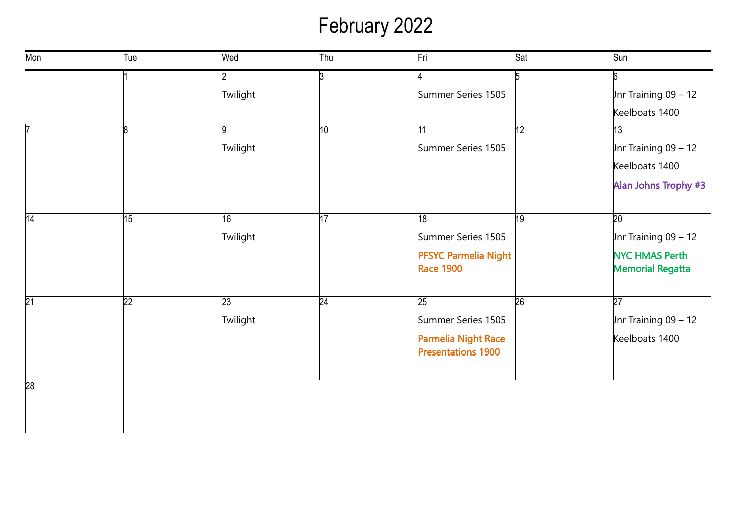# February 2022

| Mon | Tue | Wed | Thu | Fri | Sat | Sun |
|---|---|---|---|---|---|---|
| | 1 | 2<br>Twilight | 3 | 4<br>Summer Series 1505 | 5 | 6<br>Jnr Training 09 – 12<br>Keelboats 1400 |
| 7 | 8 | 9<br>Twilight | 10 | 11<br>Summer Series 1505 | 12 | 13<br>Jnr Training 09 – 12<br>Keelboats 1400<br>Alan Johns Trophy #3 |
| 14 | 15 | 16<br>Twilight | 17 | 18<br>Summer Series 1505<br>PFSYC Parmelia Night Race 1900 | 19 | 20<br>Jnr Training 09 – 12<br>NYC HMAS Perth Memorial Regatta |
| 21 | 22 | 23<br>Twilight | 24 | 25<br>Summer Series 1505<br>Parmelia Night Race Presentations 1900 | 26 | 27<br>Jnr Training 09 – 12<br>Keelboats 1400 |
| 28 | | | | | | |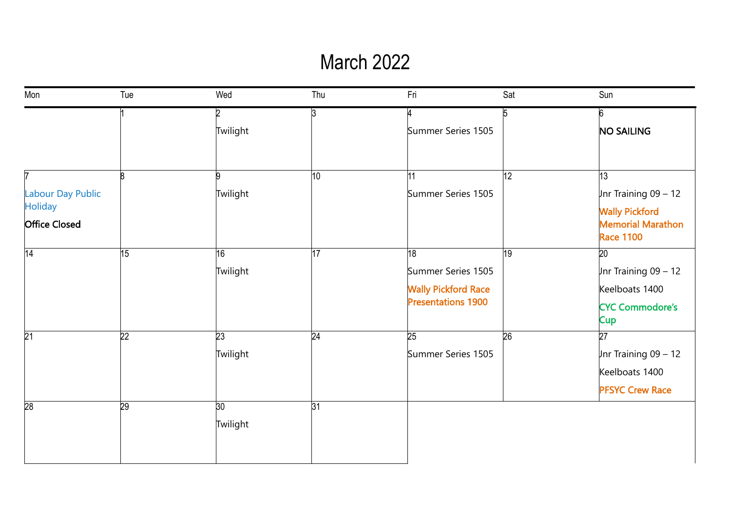# March 2022

| Mon | Tue | Wed | Thu | Fri | Sat | Sun |
|---|---|---|---|---|---|---|
| | 1 | 2<br>Twilight | 3 | 4<br>Summer Series 1505 | 5 | 6<br>**NO SAILING** |
| 7<br>Labour Day Public Holiday<br>**Office Closed** | 8 | 9<br>Twilight | 10 | 11<br>Summer Series 1505 | 12 | 13<br>Jnr Training 09 – 12<br>**Wally Pickford Memorial Marathon Race 1100** |
| 14 | 15 | 16<br>Twilight | 17 | 18<br>Summer Series 1505<br>**Wally Pickford Race Presentations 1900** | 19 | 20<br>Jnr Training 09 – 12<br>Keelboats 1400<br>**CYC Commodore's Cup** |
| 21 | 22 | 23<br>Twilight | 24 | 25<br>Summer Series 1505 | 26 | 27<br>Jnr Training 09 – 12<br>Keelboats 1400<br>**PFSYC Crew Race** |
| 28 | 29 | 30<br>Twilight | 31 | | | |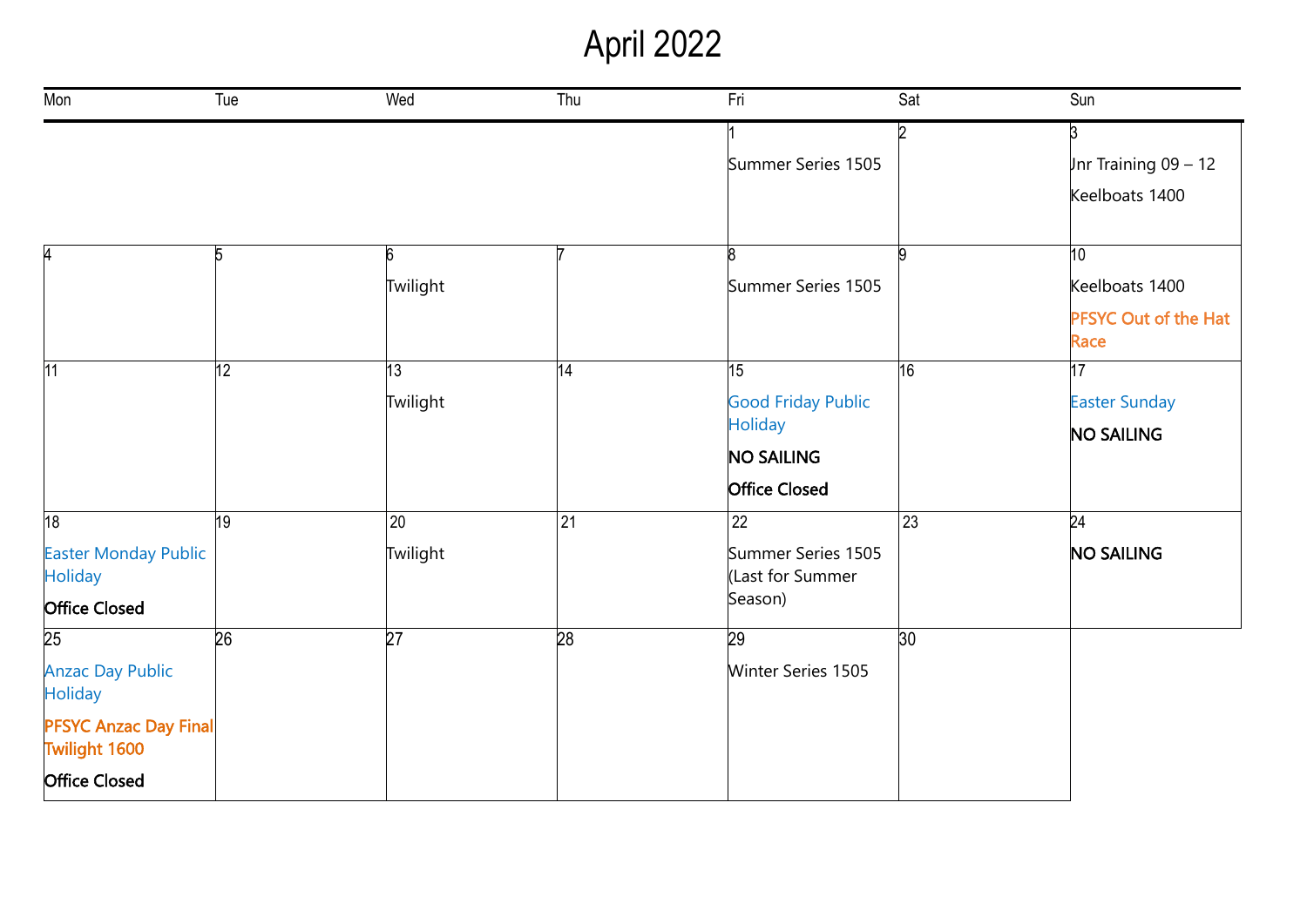# April 2022

| Mon | Tue | Wed | Thu | Fri | Sat | Sun |
|---|---|---|---|---|---|---|
| | | | | 1<br>Summer Series 1505 | 2 | 3<br>Jnr Training 09 – 12<br>Keelboats 1400 |
| 4 | 5 | 6<br>Twilight | 7 | 8<br>Summer Series 1505 | 9 | 10<br>Keelboats 1400<br>PFSYC Out of the Hat Race |
| 11 | 12 | 13<br>Twilight | 14 | 15<br>Good Friday Public Holiday<br>**NO SAILING**<br>**Office Closed** | 16 | 17<br>Easter Sunday<br>**NO SAILING** |
| 18<br>Easter Monday Public Holiday<br>**Office Closed** | 19 | 20<br>Twilight | 21 | 22<br>Summer Series 1505 (Last for Summer Season) | 23 | 24<br>**NO SAILING** |
| 25<br>Anzac Day Public Holiday<br>PFSYC Anzac Day Final Twilight 1600<br>**Office Closed** | 26 | 27 | 28 | 29<br>Winter Series 1505 | 30 | |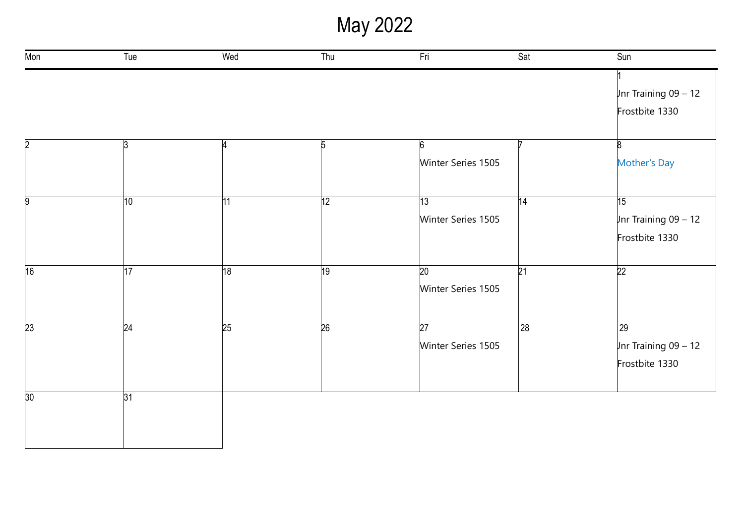# May 2022

| Mon | Tue | Wed | Thu | Fri | Sat | Sun |
|---|---|---|---|---|---|---|
| | | | | | | 1<br>Jnr Training 09 – 12<br>Frostbite 1330 |
| 2 | 3 | 4 | 5 | 6<br>Winter Series 1505 | 7 | 8<br>Mother's Day |
| 9 | 10 | 11 | 12 | 13<br>Winter Series 1505 | 14 | 15<br>Jnr Training 09 – 12<br>Frostbite 1330 |
| 16 | 17 | 18 | 19 | 20<br>Winter Series 1505 | 21 | 22 |
| 23 | 24 | 25 | 26 | 27<br>Winter Series 1505 | 28 | 29<br>Jnr Training 09 – 12<br>Frostbite 1330 |
| 30 | 31 | | | | | |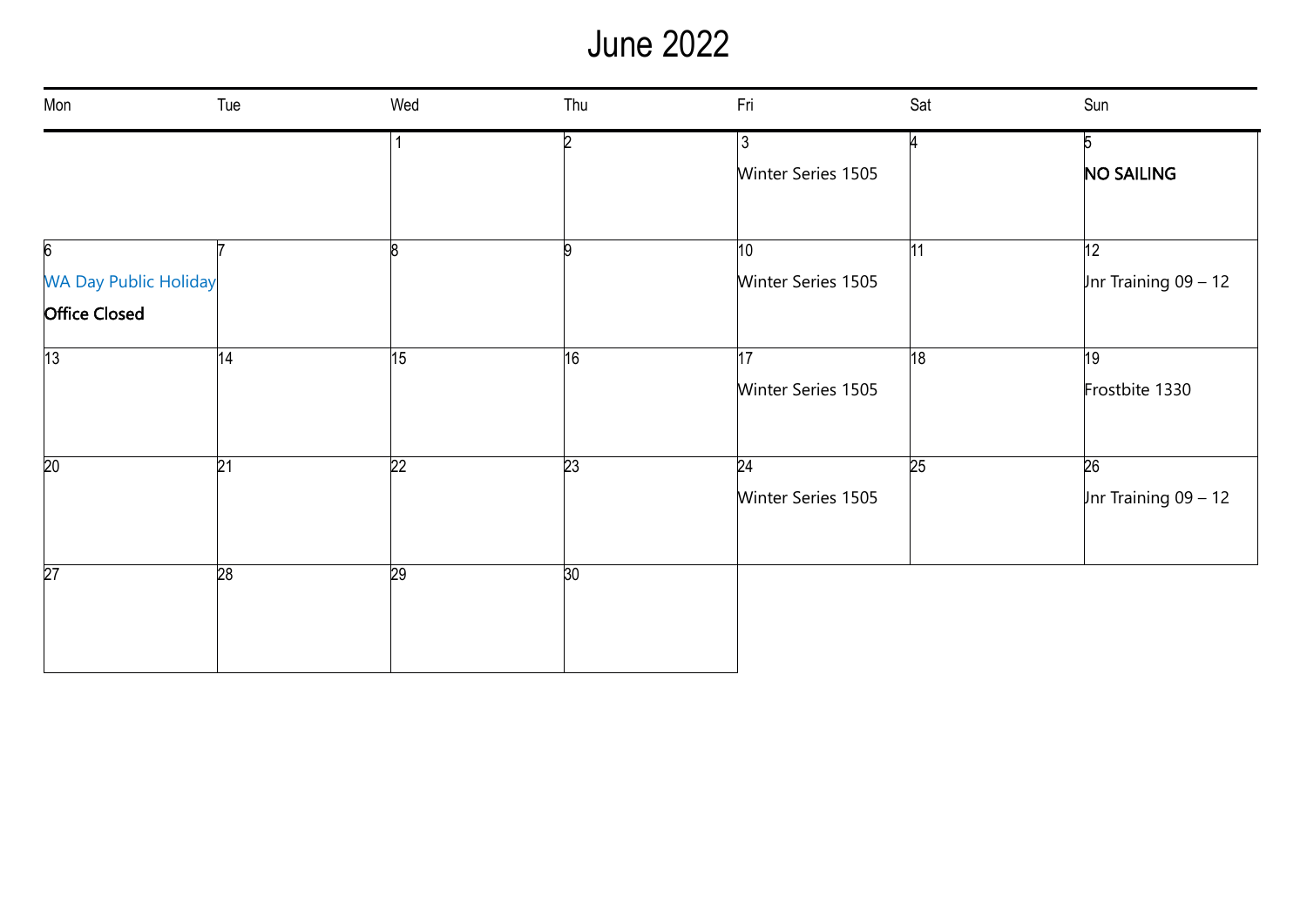# June 2022

| Mon | Tue | Wed | Thu | Fri | Sat | Sun |
|---|---|---|---|---|---|---|
| | | 1 | 2 | 3<br>Winter Series 1505 | 4 | 5<br>NO SAILING |
| 6<br>WA Day Public Holiday<br>Office Closed | 7 | 8 | 9 | 10<br>Winter Series 1505 | 11 | 12<br>Jnr Training 09 – 12 |
| 13 | 14 | 15 | 16 | 17<br>Winter Series 1505 | 18 | 19<br>Frostbite 1330 |
| 20 | 21 | 22 | 23 | 24<br>Winter Series 1505 | 25 | 26<br>Jnr Training 09 – 12 |
| 27 | 28 | 29 | 30 | | | |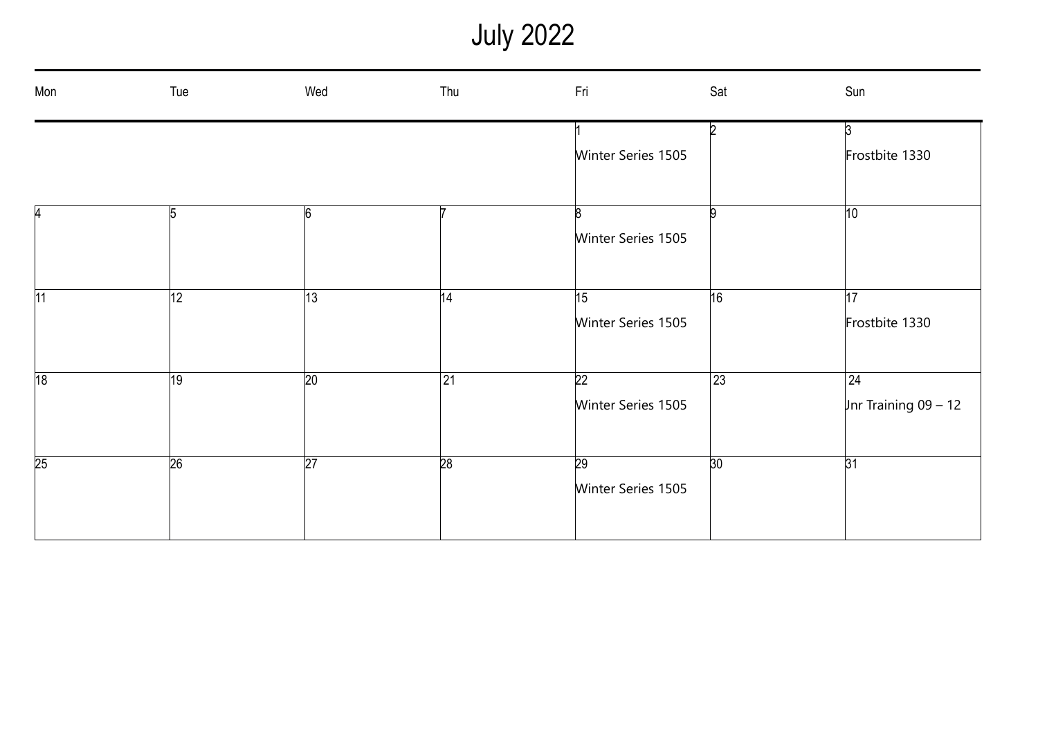# July 2022

| Mon | Tue | Wed | Thu | Fri | Sat | Sun |
|---|---|---|---|---|---|---|
| | | | | 1<br>Winter Series 1505 | 2 | 3<br>Frostbite 1330 |
| 4 | 5 | 6 | 7 | 8<br>Winter Series 1505 | 9 | 10 |
| 11 | 12 | 13 | 14 | 15<br>Winter Series 1505 | 16 | 17<br>Frostbite 1330 |
| 18 | 19 | 20 | 21 | 22<br>Winter Series 1505 | 23 | 24<br>Jnr Training 09 – 12 |
| 25 | 26 | 27 | 28 | 29<br>Winter Series 1505 | 30 | 31 |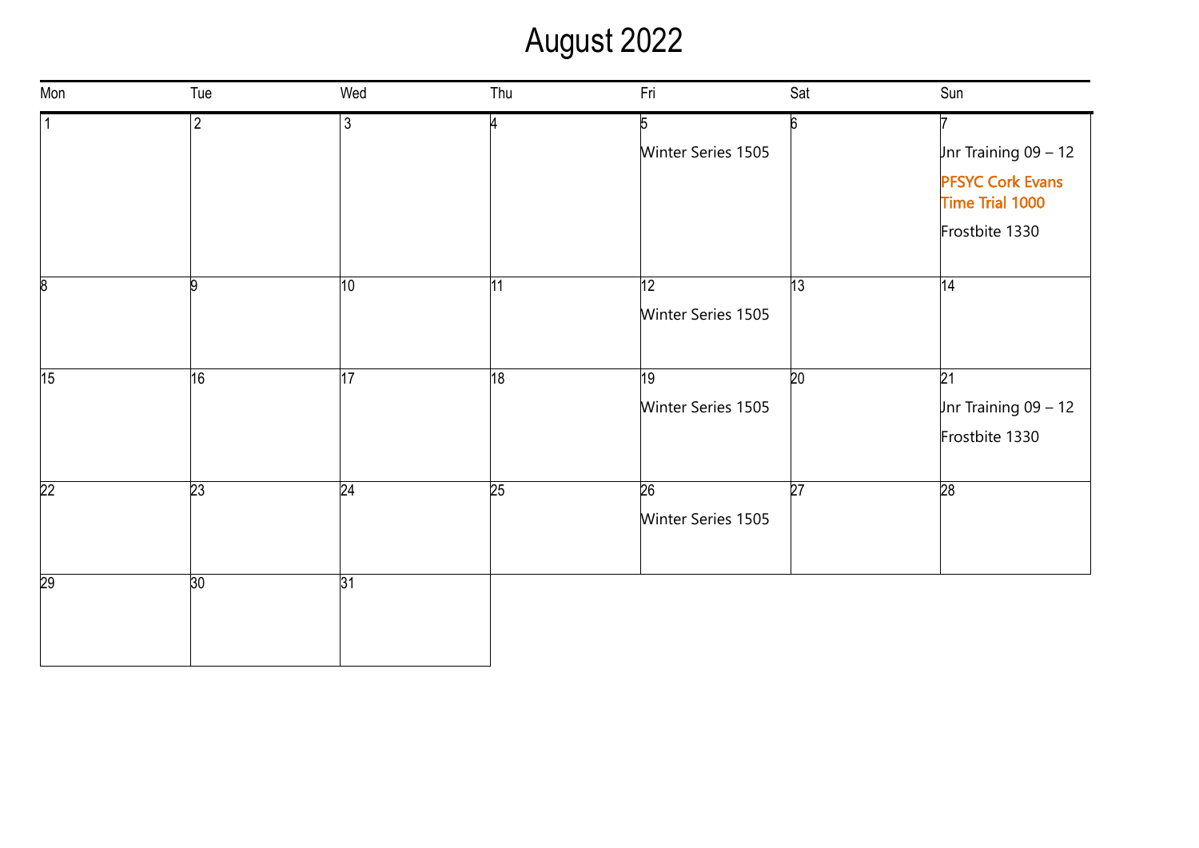# August 2022

| Mon | Tue | Wed | Thu | Fri | Sat | Sun |
|---|---|---|---|---|---|---|
| 1 | 2 | 3 | 4 | 5<br>Winter Series 1505 | 6 | 7<br>Jnr Training 09 – 12<br>**PFSYC Cork Evans Time Trial 1000**<br>Frostbite 1330 |
| 8 | 9 | 10 | 11 | 12<br>Winter Series 1505 | 13 | 14 |
| 15 | 16 | 17 | 18 | 19<br>Winter Series 1505 | 20 | 21<br>Jnr Training 09 – 12<br>Frostbite 1330 |
| 22 | 23 | 24 | 25 | 26<br>Winter Series 1505 | 27 | 28 |
| 29 | 30 | 31 | | | | |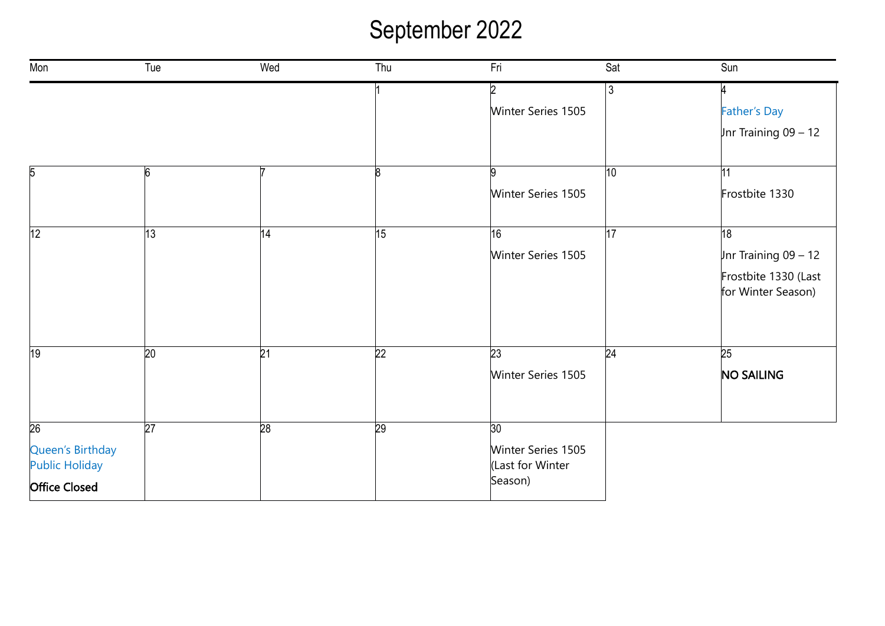# September 2022

| Mon | Tue | Wed | Thu | Fri | Sat | Sun |
|---|---|---|---|---|---|---|
| | | | 1 | 2<br>Winter Series 1505 | 3 | 4<br>Father's Day<br>Jnr Training 09 – 12 |
| 5 | 6 | 7 | 8 | 9<br>Winter Series 1505 | 10 | 11<br>Frostbite 1330 |
| 12 | 13 | 14 | 15 | 16<br>Winter Series 1505 | 17 | 18<br>Jnr Training 09 – 12<br>Frostbite 1330 (Last for Winter Season) |
| 19 | 20 | 21 | 22 | 23<br>Winter Series 1505 | 24 | 25<br>**NO SAILING** |
| 26<br>Queen's Birthday Public Holiday<br>**Office Closed** | 27 | 28 | 29 | 30<br>Winter Series 1505 (Last for Winter Season) | | |